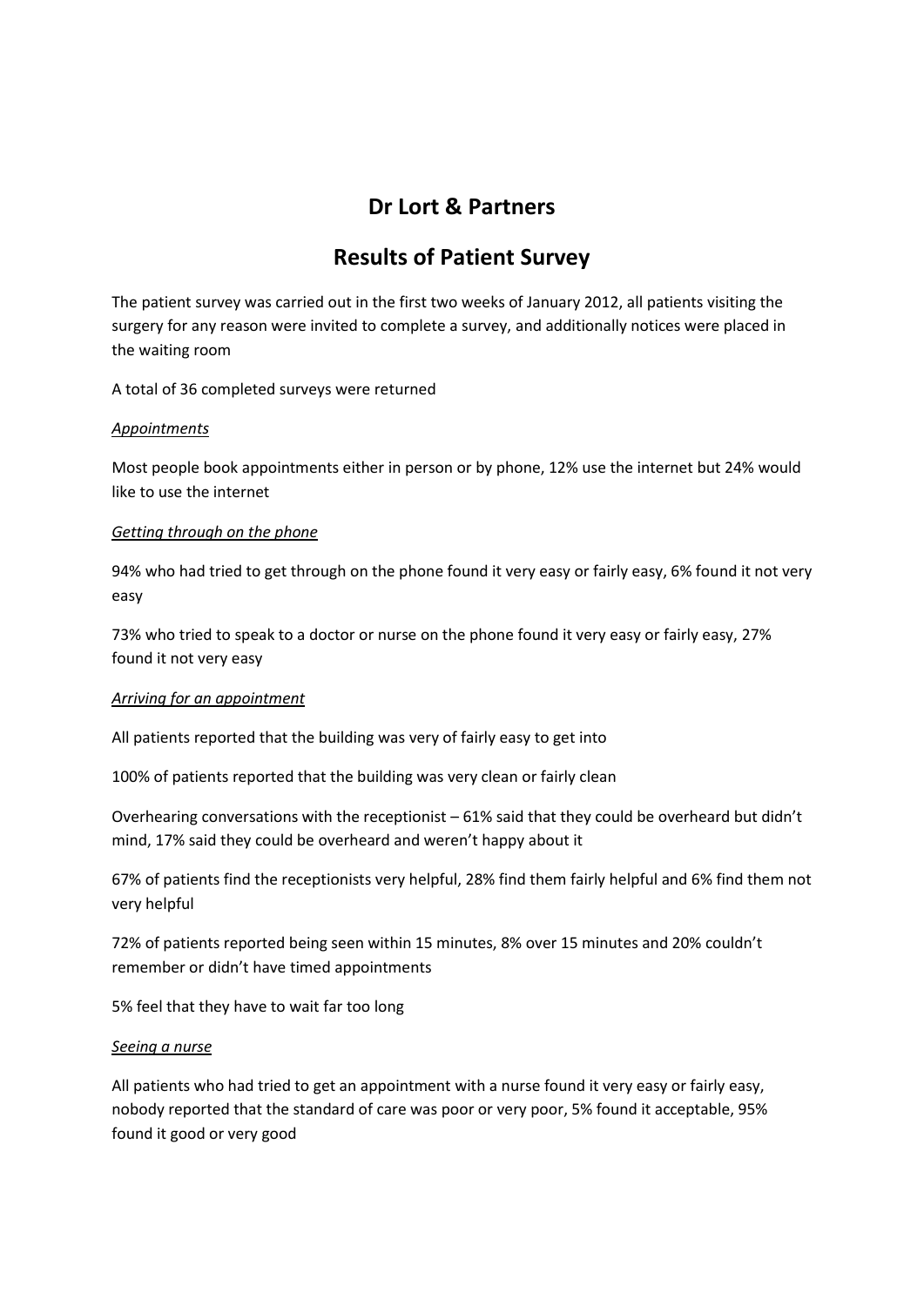# Dr Lort & Partners

## Results of Patient Survey

The patient survey was carried out in the first two weeks of January 2012, all patients visiting the surgery for any reason were invited to complete a survey, and additionally notices were placed in the waiting room

A total of 36 completed surveys were returned

*Appointments*

Most people book appointments either in person or by phone, 12% use the internet but 24% would like to use the internet

*Getting through on the phone*

94% who had tried to get through on the phone found it very easy or fairly easy, 6% found it not very easy

73% who tried to speak to a doctor or nurse on the phone found it very easy or fairly easy, 27% found it not very easy

*Arriving for an appointment*

All patients reported that the building was very of fairly easy to get into

100% of patients reported that the building was very clean or fairly clean

Overhearing conversations with the receptionist – 61% said that they could be overheard but didn't mind, 17% said they could be overheard and weren't happy about it

67% of patients find the receptionists very helpful, 28% find them fairly helpful and 6% find them not very helpful

72% of patients reported being seen within 15 minutes, 8% over 15 minutes and 20% couldn't remember or didn't have timed appointments

5% feel that they have to wait far too long

*Seeing a nurse*

All patients who had tried to get an appointment with a nurse found it very easy or fairly easy, nobody reported that the standard of care was poor or very poor, 5% found it acceptable, 95% found it good or very good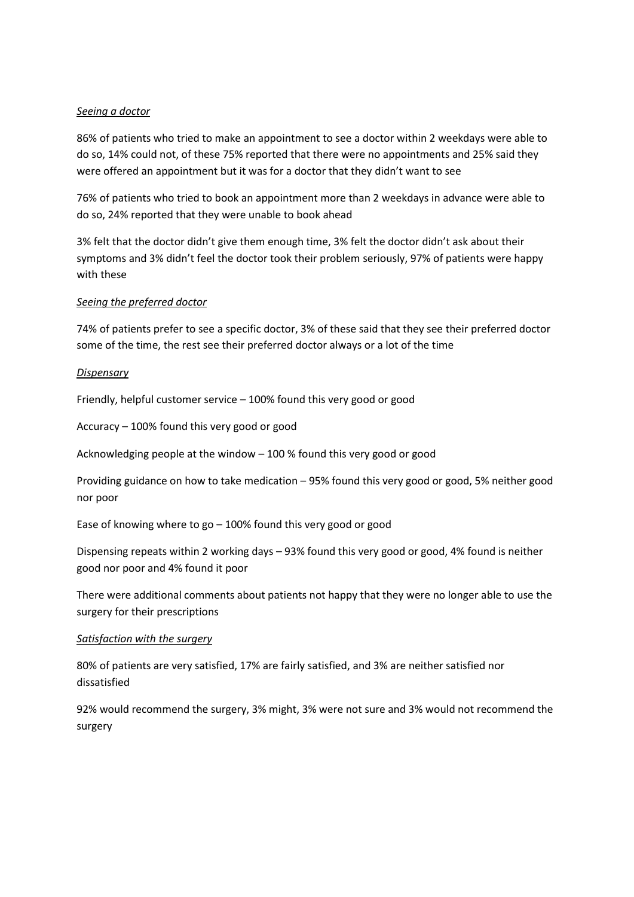*Seeing a doctor*

86% of patients who tried to make an appointment to see a doctor within 2 weekdays were able to do so, 14% could not, of these 75% reported that there were no appointments and 25% said they were offered an appointment but it was for a doctor that they didn't want to see

76% of patients who tried to book an appointment more than 2 weekdays in advance were able to do so, 24% reported that they were unable to book ahead

3% felt that the doctor didn't give them enough time, 3% felt the doctor didn't ask about their symptoms and 3% didn't feel the doctor took their problem seriously, 97% of patients were happy with these

*Seeing the preferred doctor*

74% of patients prefer to see a specific doctor, 3% of these said that they see their preferred doctor some of the time, the rest see their preferred doctor always or a lot of the time

*Dispensary*

Friendly, helpful customer service – 100% found this very good or good

Accuracy – 100% found this very good or good

Acknowledging people at the window – 100 % found this very good or good

Providing guidance on how to take medication – 95% found this very good or good, 5% neither good nor poor

Ease of knowing where to go – 100% found this very good or good

Dispensing repeats within 2 working days – 93% found this very good or good, 4% found is neither good nor poor and 4% found it poor

There were additional comments about patients not happy that they were no longer able to use the surgery for their prescriptions

*Satisfaction with the surgery*

80% of patients are very satisfied, 17% are fairly satisfied, and 3% are neither satisfied nor dissatisfied

92% would recommend the surgery, 3% might, 3% were not sure and 3% would not recommend the surgery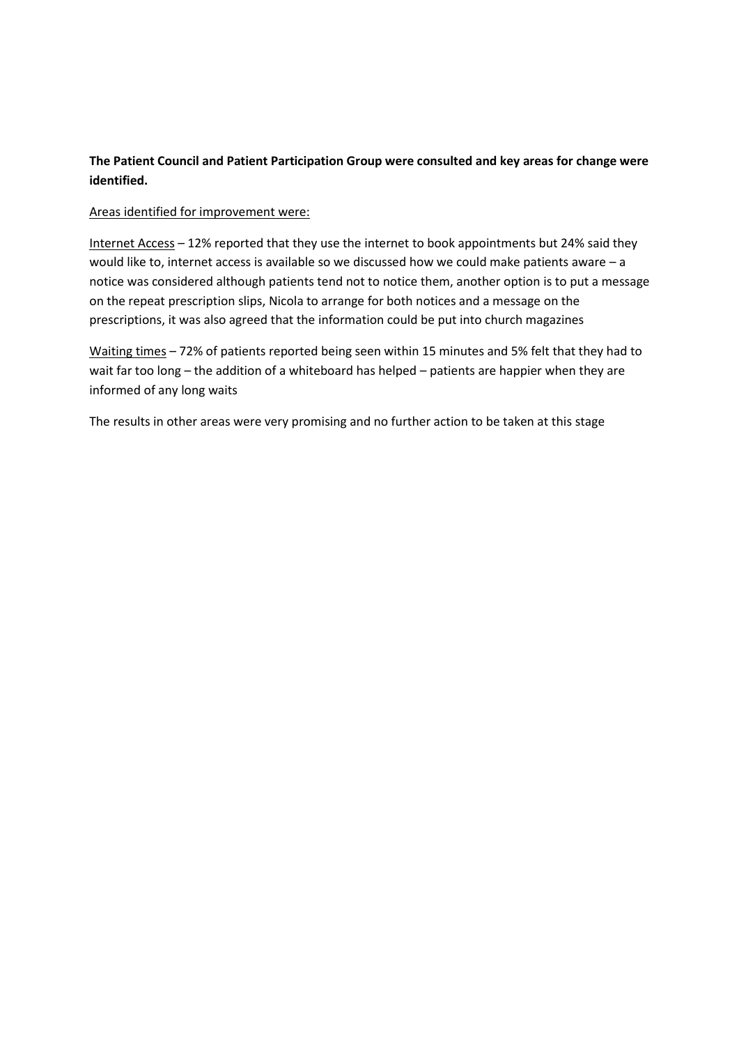**The Patient Council and Patient Participation Group were consulted and key areas for change were identified.**

Areas identified for improvement were:

Internet Access – 12% reported that they use the internet to book appointments but 24% said they would like to, internet access is available so we discussed how we could make patients aware – a notice was considered although patients tend not to notice them, another option is to put a message on the repeat prescription slips, Nicola to arrange for both notices and a message on the prescriptions, it was also agreed that the information could be put into church magazines

Waiting times – 72% of patients reported being seen within 15 minutes and 5% felt that they had to wait far too long – the addition of a whiteboard has helped – patients are happier when they are informed of any long waits

The results in other areas were very promising and no further action to be taken at this stage